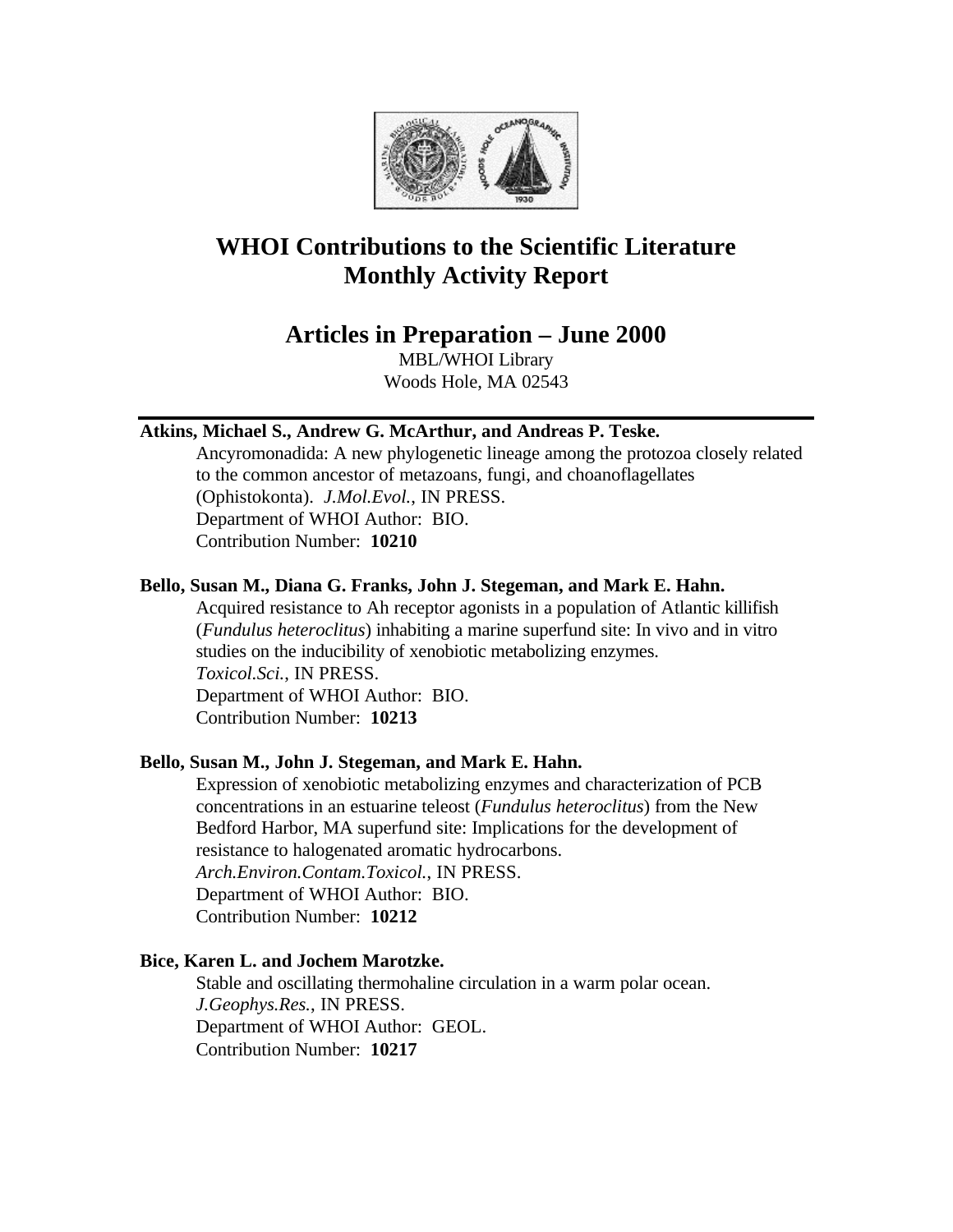# WHOI Contributions to the Scientific Literature
# Monthly Activity Report

## Articles in Preparation – June 2000

MBL/WHOI Library
Woods Hole, MA 02543

---

**Atkins, Michael S., Andrew G. McArthur, and Andreas P. Teske.**
Ancyromonadida: A new phylogenetic lineage among the protozoa closely related to the common ancestor of metazoans, fungi, and choanoflagellates (Ophistokonta). *J.Mol.Evol.*, IN PRESS.
Department of WHOI Author: BIO.
Contribution Number: **10210**

**Bello, Susan M., Diana G. Franks, John J. Stegeman, and Mark E. Hahn.**
Acquired resistance to Ah receptor agonists in a population of Atlantic killifish (*Fundulus heteroclitus*) inhabiting a marine superfund site: In vivo and in vitro studies on the inducibility of xenobiotic metabolizing enzymes. *Toxicol.Sci.*, IN PRESS.
Department of WHOI Author: BIO.
Contribution Number: **10213**

**Bello, Susan M., John J. Stegeman, and Mark E. Hahn.**
Expression of xenobiotic metabolizing enzymes and characterization of PCB concentrations in an estuarine teleost (*Fundulus heteroclitus*) from the New Bedford Harbor, MA superfund site: Implications for the development of resistance to halogenated aromatic hydrocarbons. *Arch.Environ.Contam.Toxicol.*, IN PRESS.
Department of WHOI Author: BIO.
Contribution Number: **10212**

**Bice, Karen L. and Jochem Marotzke.**
Stable and oscillating thermohaline circulation in a warm polar ocean. *J.Geophys.Res.*, IN PRESS.
Department of WHOI Author: GEOL.
Contribution Number: **10217**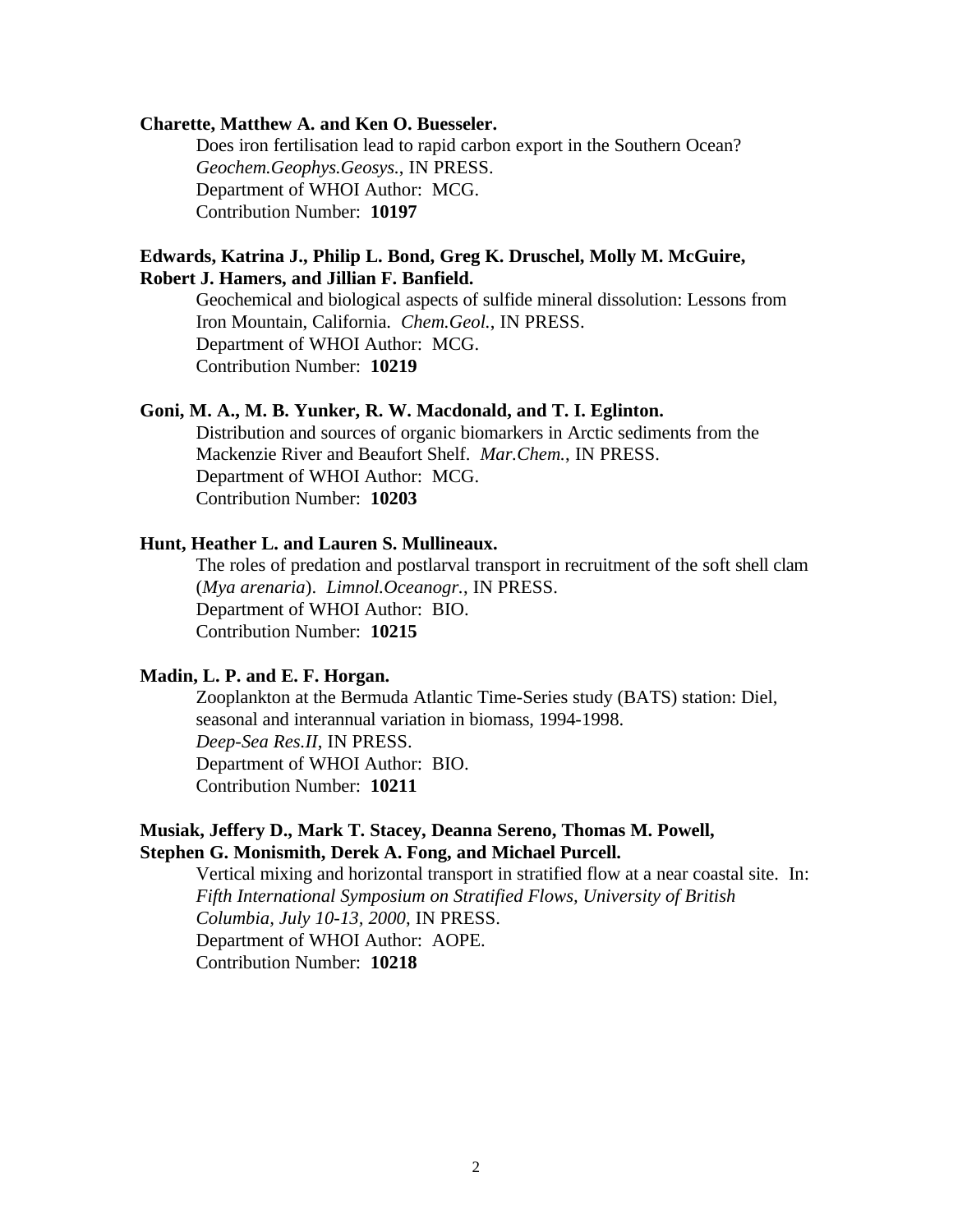**Charette, Matthew A. and Ken O. Buesseler.**

Does iron fertilisation lead to rapid carbon export in the Southern Ocean? *Geochem.Geophys.Geosys.*, IN PRESS.
Department of WHOI Author: MCG.
Contribution Number: **10197**

**Edwards, Katrina J., Philip L. Bond, Greg K. Druschel, Molly M. McGuire, Robert J. Hamers, and Jillian F. Banfield.**

Geochemical and biological aspects of sulfide mineral dissolution: Lessons from Iron Mountain, California. *Chem.Geol.*, IN PRESS.
Department of WHOI Author: MCG.
Contribution Number: **10219**

**Goni, M. A., M. B. Yunker, R. W. Macdonald, and T. I. Eglinton.**

Distribution and sources of organic biomarkers in Arctic sediments from the Mackenzie River and Beaufort Shelf. *Mar.Chem.*, IN PRESS.
Department of WHOI Author: MCG.
Contribution Number: **10203**

**Hunt, Heather L. and Lauren S. Mullineaux.**

The roles of predation and postlarval transport in recruitment of the soft shell clam (*Mya arenaria*). *Limnol.Oceanogr.*, IN PRESS.
Department of WHOI Author: BIO.
Contribution Number: **10215**

**Madin, L. P. and E. F. Horgan.**

Zooplankton at the Bermuda Atlantic Time-Series study (BATS) station: Diel, seasonal and interannual variation in biomass, 1994-1998.
*Deep-Sea Res.II*, IN PRESS.
Department of WHOI Author: BIO.
Contribution Number: **10211**

**Musiak, Jeffery D., Mark T. Stacey, Deanna Sereno, Thomas M. Powell, Stephen G. Monismith, Derek A. Fong, and Michael Purcell.**

Vertical mixing and horizontal transport in stratified flow at a near coastal site. In: *Fifth International Symposium on Stratified Flows, University of British Columbia, July 10-13, 2000*, IN PRESS.
Department of WHOI Author: AOPE.
Contribution Number: **10218**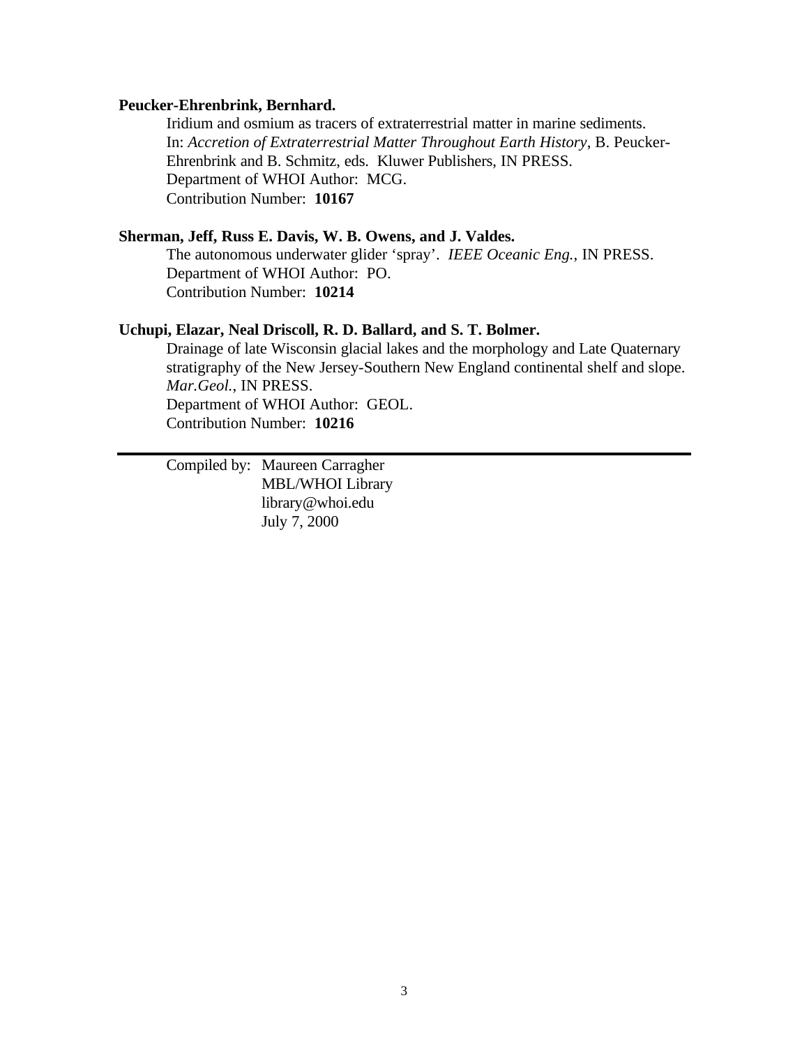**Peucker-Ehrenbrink, Bernhard.**

Iridium and osmium as tracers of extraterrestrial matter in marine sediments.
In: *Accretion of Extraterrestrial Matter Throughout Earth History*, B. Peucker-Ehrenbrink and B. Schmitz, eds. Kluwer Publishers, IN PRESS.
Department of WHOI Author: MCG.
Contribution Number: **10167**

**Sherman, Jeff, Russ E. Davis, W. B. Owens, and J. Valdes.**

The autonomous underwater glider 'spray'. *IEEE Oceanic Eng.*, IN PRESS.
Department of WHOI Author: PO.
Contribution Number: **10214**

**Uchupi, Elazar, Neal Driscoll, R. D. Ballard, and S. T. Bolmer.**

Drainage of late Wisconsin glacial lakes and the morphology and Late Quaternary stratigraphy of the New Jersey-Southern New England continental shelf and slope. *Mar.Geol.*, IN PRESS.
Department of WHOI Author: GEOL.
Contribution Number: **10216**

---

Compiled by: Maureen Carragher
MBL/WHOI Library
library@whoi.edu
July 7, 2000